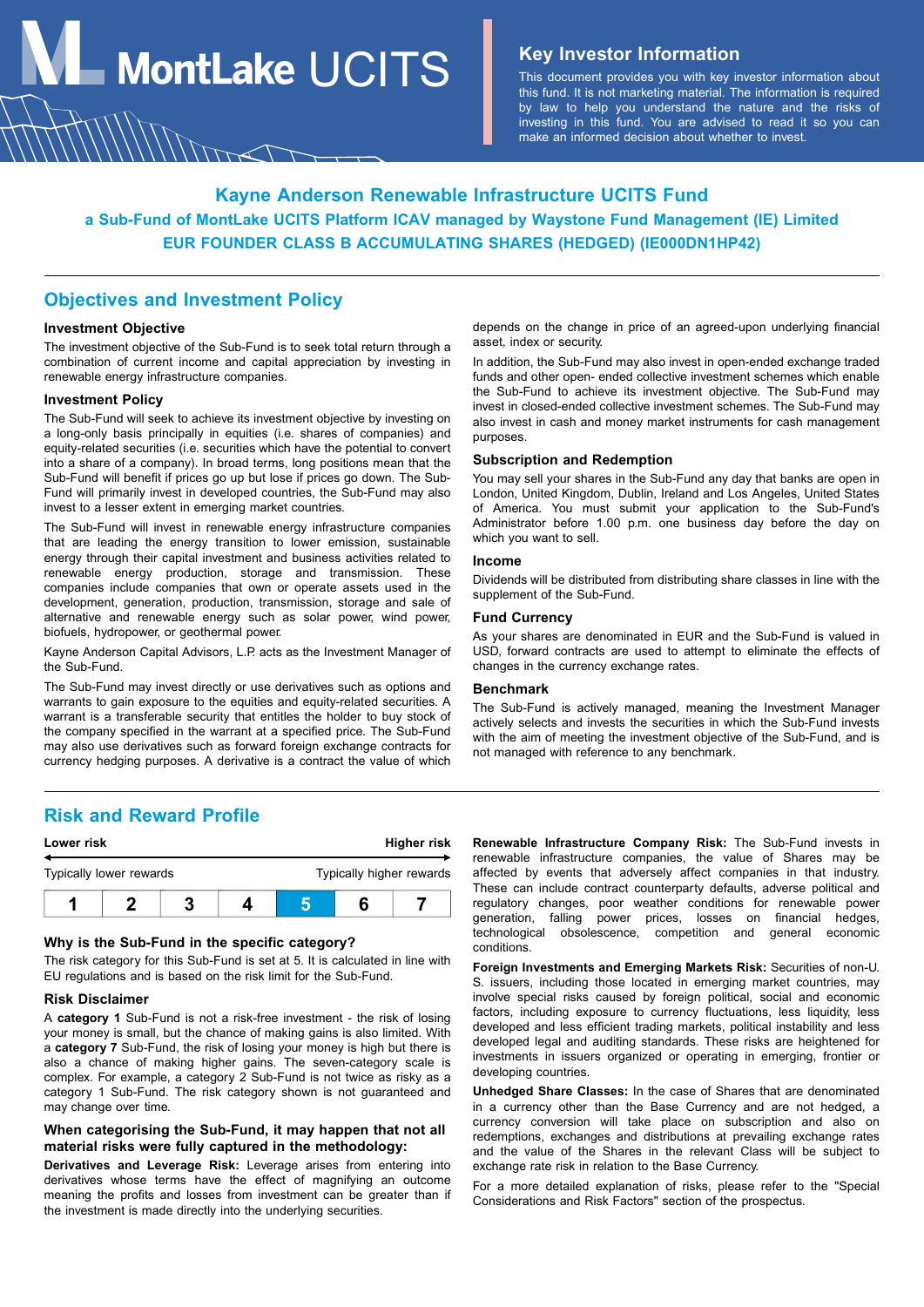# MontLake UCITS

## Key Investor Information

This document provides you with key investor information about this fund. It is not marketing material. The information is required by law to help you understand the nature and the risks of investing in this fund. You are advised to read it so you can make an informed decision about whether to invest.

## Kayne Anderson Renewable Infrastructure UCITS Fund

**a Sub-Fund of MontLake UCITS Platform ICAV managed by Waystone Fund Management (IE) Limited**

**EUR FOUNDER CLASS B ACCUMULATING SHARES (HEDGED) (IE000DN1HP42)**

## Objectives and Investment Policy

### Investment Objective

The investment objective of the Sub-Fund is to seek total return through a combination of current income and capital appreciation by investing in renewable energy infrastructure companies.

### Investment Policy

The Sub-Fund will seek to achieve its investment objective by investing on a long-only basis principally in equities (i.e. shares of companies) and equity-related securities (i.e. securities which have the potential to convert into a share of a company). In broad terms, long positions mean that the Sub-Fund will benefit if prices go up but lose if prices go down. The Sub-Fund will primarily invest in developed countries, the Sub-Fund may also invest to a lesser extent in emerging market countries.

The Sub-Fund will invest in renewable energy infrastructure companies that are leading the energy transition to lower emission, sustainable energy through their capital investment and business activities related to renewable energy production, storage and transmission. These companies include companies that own or operate assets used in the development, generation, production, transmission, storage and sale of alternative and renewable energy such as solar power, wind power, biofuels, hydropower, or geothermal power.

Kayne Anderson Capital Advisors, L.P. acts as the Investment Manager of the Sub-Fund.

The Sub-Fund may invest directly or use derivatives such as options and warrants to gain exposure to the equities and equity-related securities. A warrant is a transferable security that entitles the holder to buy stock of the company specified in the warrant at a specified price. The Sub-Fund may also use derivatives such as forward foreign exchange contracts for currency hedging purposes. A derivative is a contract the value of which depends on the change in price of an agreed-upon underlying financial asset, index or security.

In addition, the Sub-Fund may also invest in open-ended exchange traded funds and other open- ended collective investment schemes which enable the Sub-Fund to achieve its investment objective. The Sub-Fund may invest in closed-ended collective investment schemes. The Sub-Fund may also invest in cash and money market instruments for cash management purposes.

### Subscription and Redemption

You may sell your shares in the Sub-Fund any day that banks are open in London, United Kingdom, Dublin, Ireland and Los Angeles, United States of America. You must submit your application to the Sub-Fund's Administrator before 1.00 p.m. one business day before the day on which you want to sell.

### Income

Dividends will be distributed from distributing share classes in line with the supplement of the Sub-Fund.

### Fund Currency

As your shares are denominated in EUR and the Sub-Fund is valued in USD, forward contracts are used to attempt to eliminate the effects of changes in the currency exchange rates.

### Benchmark

The Sub-Fund is actively managed, meaning the Investment Manager actively selects and invests the securities in which the Sub-Fund invests with the aim of meeting the investment objective of the Sub-Fund, and is not managed with reference to any benchmark.

## Risk and Reward Profile

| Lower risk | | | | | | Higher risk |
|---|---|---|---|---|---|---|
| Typically lower rewards | | | | | | Typically higher rewards |
| 1 | 2 | 3 | 4 | **5** | 6 | 7 |

### Why is the Sub-Fund in the specific category?

The risk category for this Sub-Fund is set at 5. It is calculated in line with EU regulations and is based on the risk limit for the Sub-Fund.

### Risk Disclaimer

A **category 1** Sub-Fund is not a risk-free investment - the risk of losing your money is small, but the chance of making gains is also limited. With a **category 7** Sub-Fund, the risk of losing your money is high but there is also a chance of making higher gains. The seven-category scale is complex. For example, a category 2 Sub-Fund is not twice as risky as a category 1 Sub-Fund. The risk category shown is not guaranteed and may change over time.

### When categorising the Sub-Fund, it may happen that not all material risks were fully captured in the methodology:

**Derivatives and Leverage Risk:** Leverage arises from entering into derivatives whose terms have the effect of magnifying an outcome meaning the profits and losses from investment can be greater than if the investment is made directly into the underlying securities.

**Renewable Infrastructure Company Risk:** The Sub-Fund invests in renewable infrastructure companies, the value of Shares may be affected by events that adversely affect companies in that industry. These can include contract counterparty defaults, adverse political and regulatory changes, poor weather conditions for renewable power generation, falling power prices, losses on financial hedges, technological obsolescence, competition and general economic conditions.

**Foreign Investments and Emerging Markets Risk:** Securities of non-U. S. issuers, including those located in emerging market countries, may involve special risks caused by foreign political, social and economic factors, including exposure to currency fluctuations, less liquidity, less developed and less efficient trading markets, political instability and less developed legal and auditing standards. These risks are heightened for investments in issuers organized or operating in emerging, frontier or developing countries.

**Unhedged Share Classes:** In the case of Shares that are denominated in a currency other than the Base Currency and are not hedged, a currency conversion will take place on subscription and also on redemptions, exchanges and distributions at prevailing exchange rates and the value of the Shares in the relevant Class will be subject to exchange rate risk in relation to the Base Currency.

For a more detailed explanation of risks, please refer to the "Special Considerations and Risk Factors" section of the prospectus.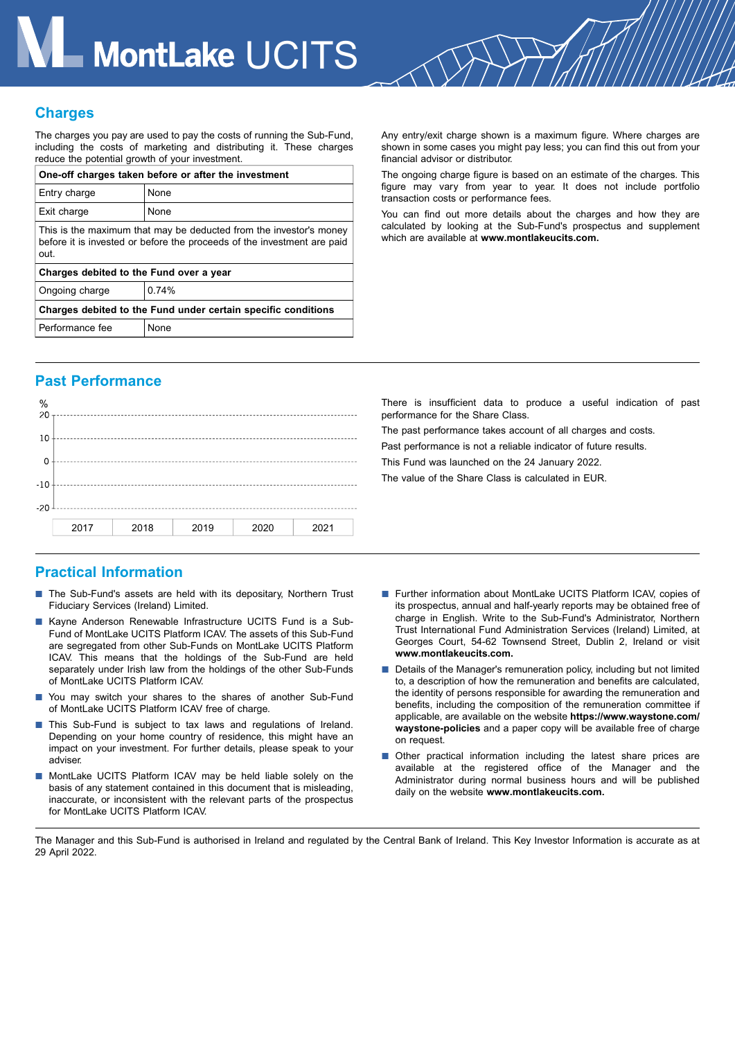## Charges

The charges you pay are used to pay the costs of running the Sub-Fund, including the costs of marketing and distributing it. These charges reduce the potential growth of your investment.

| One-off charges taken before or after the investment | |
|---|---|
| Entry charge | None |
| Exit charge | None |
| This is the maximum that may be deducted from the investor's money before it is invested or before the proceeds of the investment are paid out. | |
| **Charges debited to the Fund over a year** | |
| Ongoing charge | 0.74% |
| **Charges debited to the Fund under certain specific conditions** | |
| Performance fee | None |

Any entry/exit charge shown is a maximum figure. Where charges are shown in some cases you might pay less; you can find this out from your financial advisor or distributor.

The ongoing charge figure is based on an estimate of the charges. This figure may vary from year to year. It does not include portfolio transaction costs or performance fees.

You can find out more details about the charges and how they are calculated by looking at the Sub-Fund's prospectus and supplement which are available at **www.montlakeucits.com.**

## Past Performance

%
20
10
0
-10
-20
2017
2018
2019
2020
2021

There is insufficient data to produce a useful indication of past performance for the Share Class.

The past performance takes account of all charges and costs.

Past performance is not a reliable indicator of future results.

This Fund was launched on the 24 January 2022.

The value of the Share Class is calculated in EUR.

## Practical Information

- The Sub-Fund's assets are held with its depositary, Northern Trust Fiduciary Services (Ireland) Limited.
- Kayne Anderson Renewable Infrastructure UCITS Fund is a Sub-Fund of MontLake UCITS Platform ICAV. The assets of this Sub-Fund are segregated from other Sub-Funds on MontLake UCITS Platform ICAV. This means that the holdings of the Sub-Fund are held separately under Irish law from the holdings of the other Sub-Funds of MontLake UCITS Platform ICAV.
- You may switch your shares to the shares of another Sub-Fund of MontLake UCITS Platform ICAV free of charge.
- This Sub-Fund is subject to tax laws and regulations of Ireland. Depending on your home country of residence, this might have an impact on your investment. For further details, please speak to your adviser.
- MontLake UCITS Platform ICAV may be held liable solely on the basis of any statement contained in this document that is misleading, inaccurate, or inconsistent with the relevant parts of the prospectus for MontLake UCITS Platform ICAV.
- Further information about MontLake UCITS Platform ICAV, copies of its prospectus, annual and half-yearly reports may be obtained free of charge in English. Write to the Sub-Fund's Administrator, Northern Trust International Fund Administration Services (Ireland) Limited, at Georges Court, 54-62 Townsend Street, Dublin 2, Ireland or visit **www.montlakeucits.com.**
- Details of the Manager's remuneration policy, including but not limited to, a description of how the remuneration and benefits are calculated, the identity of persons responsible for awarding the remuneration and benefits, including the composition of the remuneration committee if applicable, are available on the website **https://www.waystone.com/waystone-policies** and a paper copy will be available free of charge on request.
- Other practical information including the latest share prices are available at the registered office of the Manager and the Administrator during normal business hours and will be published daily on the website **www.montlakeucits.com.**

The Manager and this Sub-Fund is authorised in Ireland and regulated by the Central Bank of Ireland. This Key Investor Information is accurate as at 29 April 2022.